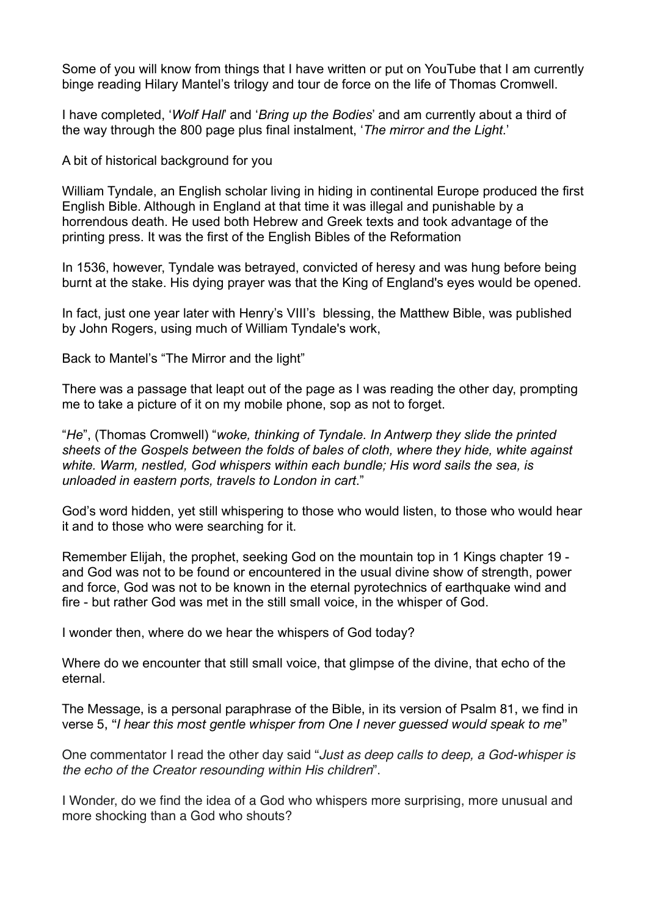Some of you will know from things that I have written or put on YouTube that I am currently binge reading Hilary Mantel's trilogy and tour de force on the life of Thomas Cromwell.

I have completed, '*Wolf Hall*' and '*Bring up the Bodies*' and am currently about a third of the way through the 800 page plus final instalment, '*The mirror and the Light*.'

A bit of historical background for you

William Tyndale, an English scholar living in hiding in continental Europe produced the first English Bible. Although in England at that time it was illegal and punishable by a horrendous death. He used both Hebrew and Greek texts and took advantage of the printing press. It was the first of the English Bibles of the Reformation

In 1536, however, Tyndale was betrayed, convicted of heresy and was hung before being burnt at the stake. His dying prayer was that the King of England's eyes would be opened.

In fact, just one year later with Henry's VIII's blessing, the Matthew Bible, was published by John Rogers, using much of William Tyndale's work,

Back to Mantel's "The Mirror and the light"

There was a passage that leapt out of the page as I was reading the other day, prompting me to take a picture of it on my mobile phone, sop as not to forget.

"*He*", (Thomas Cromwell) "*woke, thinking of Tyndale. In Antwerp they slide the printed sheets of the Gospels between the folds of bales of cloth, where they hide, white against white. Warm, nestled, God whispers within each bundle; His word sails the sea, is unloaded in eastern ports, travels to London in cart*."

God's word hidden, yet still whispering to those who would listen, to those who would hear it and to those who were searching for it.

Remember Elijah, the prophet, seeking God on the mountain top in 1 Kings chapter 19 - and God was not to be found or encountered in the usual divine show of strength, power and force, God was not to be known in the eternal pyrotechnics of earthquake wind and fire - but rather God was met in the still small voice, in the whisper of God.

I wonder then, where do we hear the whispers of God today?

Where do we encounter that still small voice, that glimpse of the divine, that echo of the eternal.

The Message, is a personal paraphrase of the Bible, in its version of Psalm 81, we find in verse 5, "*I hear this most gentle whisper from One I never guessed would speak to me*"

One commentator I read the other day said "*Just as deep calls to deep, a God-whisper is the echo of the Creator resounding within His children*".

I Wonder, do we find the idea of a God who whispers more surprising, more unusual and more shocking than a God who shouts?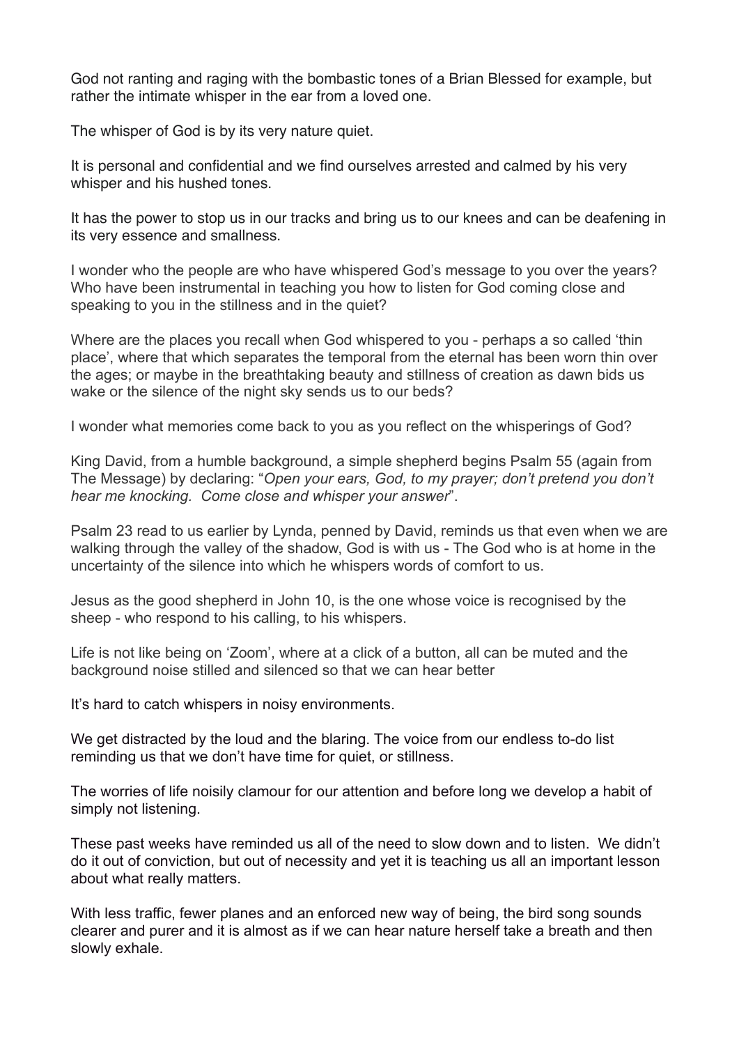God not ranting and raging with the bombastic tones of a Brian Blessed for example, but rather the intimate whisper in the ear from a loved one.

The whisper of God is by its very nature quiet.

It is personal and confidential and we find ourselves arrested and calmed by his very whisper and his hushed tones.

It has the power to stop us in our tracks and bring us to our knees and can be deafening in its very essence and smallness.

I wonder who the people are who have whispered God's message to you over the years? Who have been instrumental in teaching you how to listen for God coming close and speaking to you in the stillness and in the quiet?

Where are the places you recall when God whispered to you - perhaps a so called 'thin place', where that which separates the temporal from the eternal has been worn thin over the ages; or maybe in the breathtaking beauty and stillness of creation as dawn bids us wake or the silence of the night sky sends us to our beds?

I wonder what memories come back to you as you reflect on the whisperings of God?

King David, from a humble background, a simple shepherd begins Psalm 55 (again from The Message) by declaring: "*Open your ears, God, to my prayer; don't pretend you don't hear me knocking. Come close and whisper your answer*".

Psalm 23 read to us earlier by Lynda, penned by David, reminds us that even when we are walking through the valley of the shadow, God is with us - The God who is at home in the uncertainty of the silence into which he whispers words of comfort to us.

Jesus as the good shepherd in John 10, is the one whose voice is recognised by the sheep - who respond to his calling, to his whispers.

Life is not like being on 'Zoom', where at a click of a button, all can be muted and the background noise stilled and silenced so that we can hear better

It's hard to catch whispers in noisy environments.

We get distracted by the loud and the blaring. The voice from our endless to-do list reminding us that we don't have time for quiet, or stillness.

The worries of life noisily clamour for our attention and before long we develop a habit of simply not listening.

These past weeks have reminded us all of the need to slow down and to listen. We didn't do it out of conviction, but out of necessity and yet it is teaching us all an important lesson about what really matters.

With less traffic, fewer planes and an enforced new way of being, the bird song sounds clearer and purer and it is almost as if we can hear nature herself take a breath and then slowly exhale.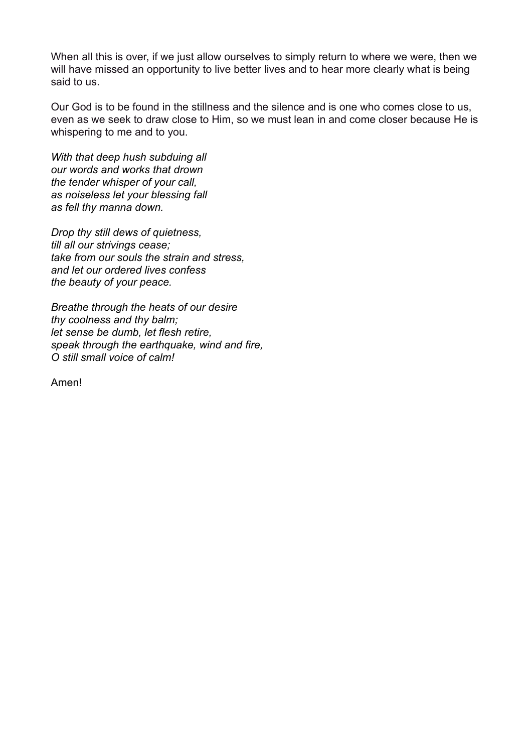When all this is over, if we just allow ourselves to simply return to where we were, then we will have missed an opportunity to live better lives and to hear more clearly what is being said to us.

Our God is to be found in the stillness and the silence and is one who comes close to us, even as we seek to draw close to Him, so we must lean in and come closer because He is whispering to me and to you.

*With that deep hush subduing all*
*our words and works that drown*
*the tender whisper of your call,*
*as noiseless let your blessing fall*
*as fell thy manna down.*

*Drop thy still dews of quietness,*
*till all our strivings cease;*
*take from our souls the strain and stress,*
*and let our ordered lives confess*
*the beauty of your peace.*

*Breathe through the heats of our desire*
*thy coolness and thy balm;*
*let sense be dumb, let flesh retire,*
*speak through the earthquake, wind and fire,*
*O still small voice of calm!*

Amen!